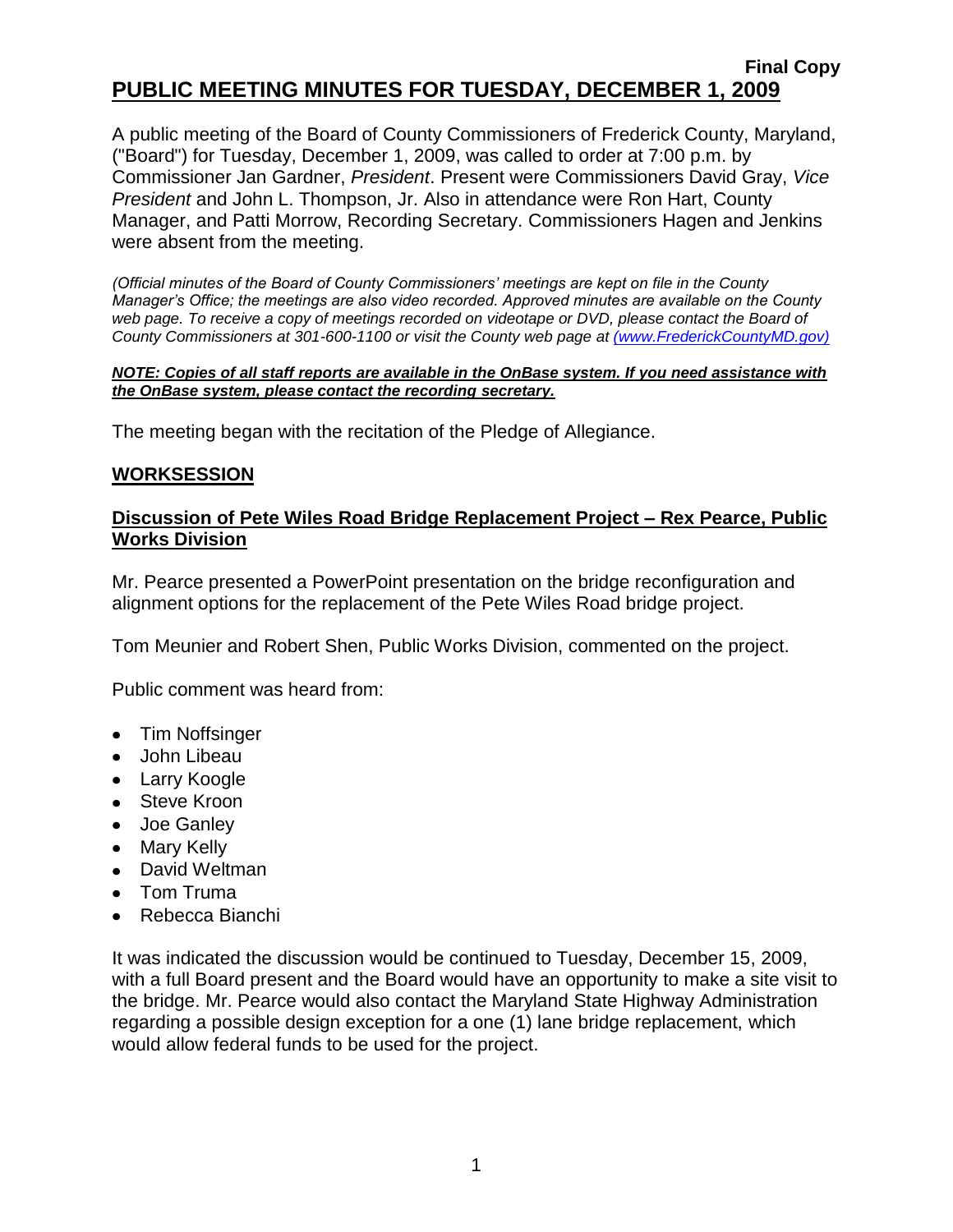**Final Copy**

# PUBLIC MEETING MINUTES FOR TUESDAY, DECEMBER 1, 2009

A public meeting of the Board of County Commissioners of Frederick County, Maryland, ("Board") for Tuesday, December 1, 2009, was called to order at 7:00 p.m. by Commissioner Jan Gardner, *President*. Present were Commissioners David Gray, *Vice President* and John L. Thompson, Jr. Also in attendance were Ron Hart, County Manager, and Patti Morrow, Recording Secretary. Commissioners Hagen and Jenkins were absent from the meeting.

*(Official minutes of the Board of County Commissioners' meetings are kept on file in the County Manager's Office; the meetings are also video recorded. Approved minutes are available on the County web page. To receive a copy of meetings recorded on videotape or DVD, please contact the Board of County Commissioners at 301-600-1100 or visit the County web page at (www.FrederickCountyMD.gov)*

***NOTE: Copies of all staff reports are available in the OnBase system. If you need assistance with the OnBase system, please contact the recording secretary.***

The meeting began with the recitation of the Pledge of Allegiance.

## WORKSESSION

### Discussion of Pete Wiles Road Bridge Replacement Project – Rex Pearce, Public Works Division

Mr. Pearce presented a PowerPoint presentation on the bridge reconfiguration and alignment options for the replacement of the Pete Wiles Road bridge project.

Tom Meunier and Robert Shen, Public Works Division, commented on the project.

Public comment was heard from:

- Tim Noffsinger
- John Libeau
- Larry Koogle
- Steve Kroon
- Joe Ganley
- Mary Kelly
- David Weltman
- Tom Truma
- Rebecca Bianchi

It was indicated the discussion would be continued to Tuesday, December 15, 2009, with a full Board present and the Board would have an opportunity to make a site visit to the bridge. Mr. Pearce would also contact the Maryland State Highway Administration regarding a possible design exception for a one (1) lane bridge replacement, which would allow federal funds to be used for the project.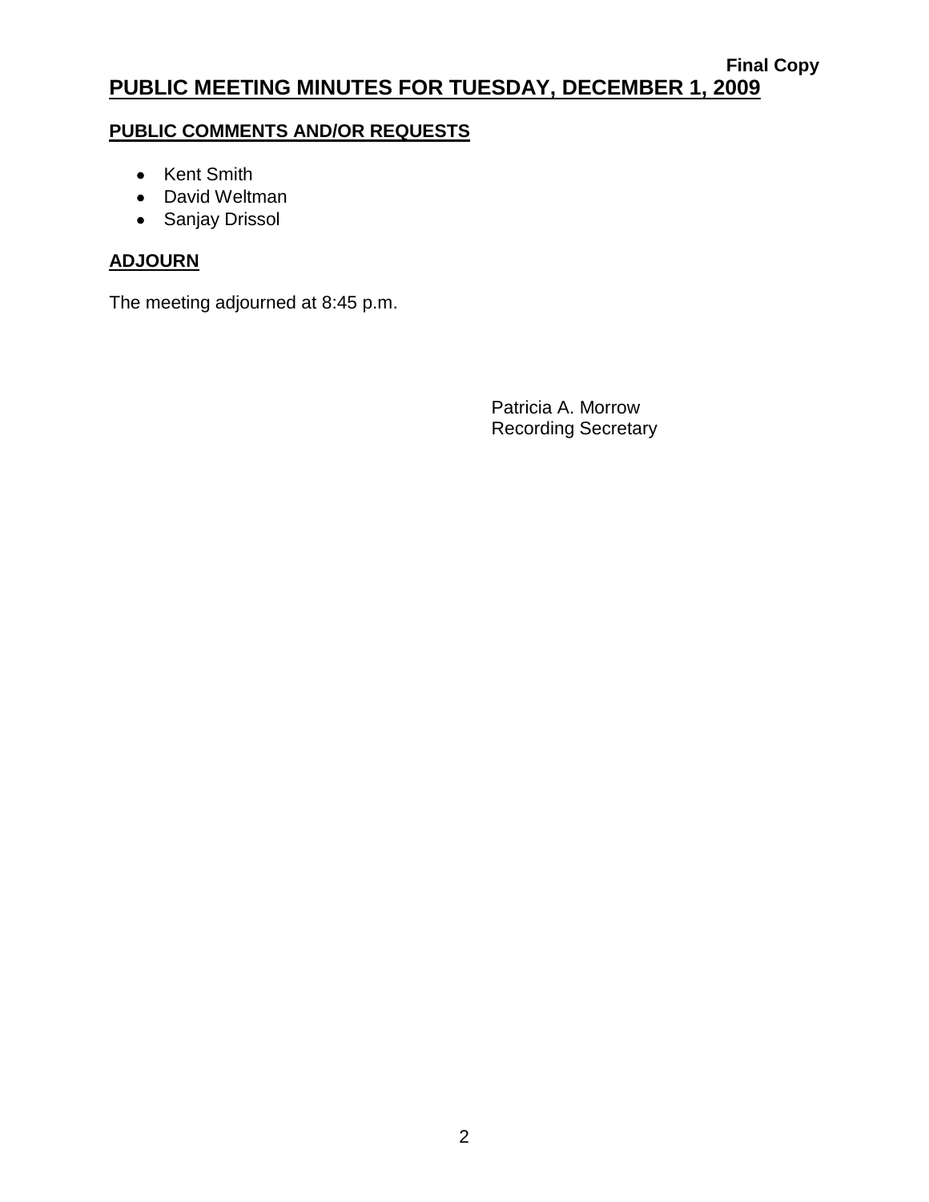**Final Copy**

# PUBLIC MEETING MINUTES FOR TUESDAY, DECEMBER 1, 2009

## PUBLIC COMMENTS AND/OR REQUESTS

- Kent Smith
- David Weltman
- Sanjay Drissol

## ADJOURN

The meeting adjourned at 8:45 p.m.

Patricia A. Morrow
Recording Secretary